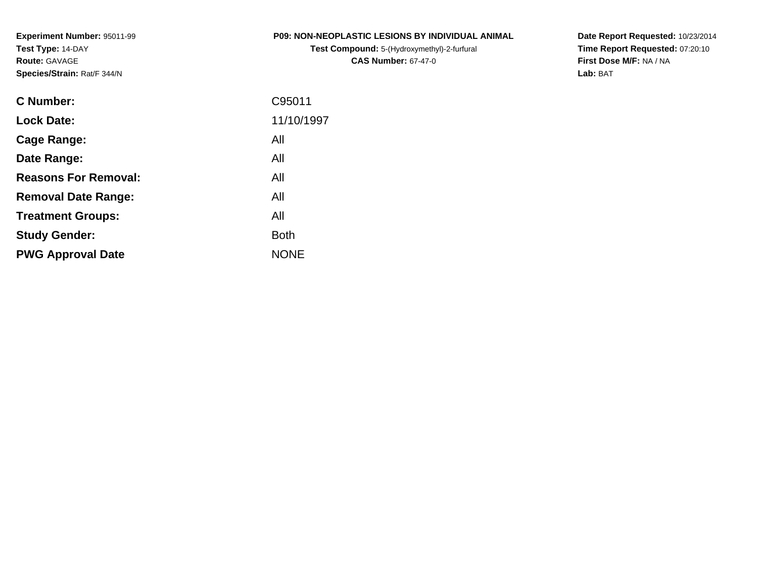**Experiment Number:** 95011-99
**Test Type:** 14-DAY
**Route:** GAVAGE
**Species/Strain:** Rat/F 344/N

**P09: NON-NEOPLASTIC LESIONS BY INDIVIDUAL ANIMAL**
**Test Compound:** 5-(Hydroxymethyl)-2-furfural
**CAS Number:** 67-47-0

**Date Report Requested:** 10/23/2014
**Time Report Requested:** 07:20:10
**First Dose M/F:** NA / NA
**Lab:** BAT

| | |
|---|---|
| **C Number:** | C95011 |
| **Lock Date:** | 11/10/1997 |
| **Cage Range:** | All |
| **Date Range:** | All |
| **Reasons For Removal:** | All |
| **Removal Date Range:** | All |
| **Treatment Groups:** | All |
| **Study Gender:** | Both |
| **PWG Approval Date** | NONE |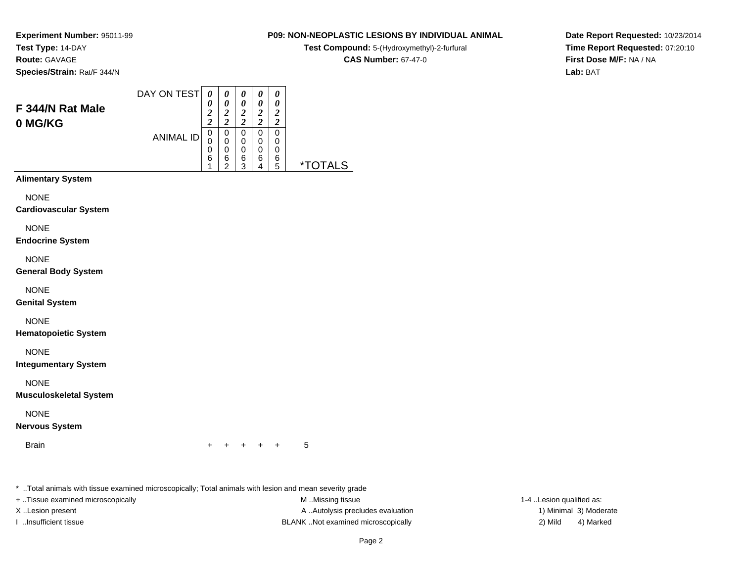**Experiment Number:** 95011-99
**Test Type:** 14-DAY
**Route:** GAVAGE
**Species/Strain:** Rat/F 344/N

**P09: NON-NEOPLASTIC LESIONS BY INDIVIDUAL ANIMAL**
**Test Compound:** 5-(Hydroxymethyl)-2-furfural
**CAS Number:** 67-47-0

**Date Report Requested:** 10/23/2014
**Time Report Requested:** 07:20:10
**First Dose M/F:** NA / NA
**Lab:** BAT

## F 344/N Rat Male 0 MG/KG

| | | | | | | |
|---|---|---|---|---|---|---|
| DAY ON TEST | 0022 | 0022 | 0022 | 0022 | 0022 | |
| ANIMAL ID | 00061 | 00062 | 00063 | 00064 | 00065 | *TOTALS |
| **Alimentary System** | | | | | | |
| NONE | | | | | | |
| **Cardiovascular System** | | | | | | |
| NONE | | | | | | |
| **Endocrine System** | | | | | | |
| NONE | | | | | | |
| **General Body System** | | | | | | |
| NONE | | | | | | |
| **Genital System** | | | | | | |
| NONE | | | | | | |
| **Hematopoietic System** | | | | | | |
| NONE | | | | | | |
| **Integumentary System** | | | | | | |
| NONE | | | | | | |
| **Musculoskeletal System** | | | | | | |
| NONE | | | | | | |
| **Nervous System** | | | | | | |
| Brain | + | + | + | + | + | 5 |

* ..Total animals with tissue examined microscopically; Total animals with lesion and mean severity grade
+ ..Tissue examined microscopically
X ..Lesion present
I ..Insufficient tissue

M ..Missing tissue
A ..Autolysis precludes evaluation
BLANK ..Not examined microscopically

1-4 ..Lesion qualified as:
1) Minimal 3) Moderate
2) Mild 4) Marked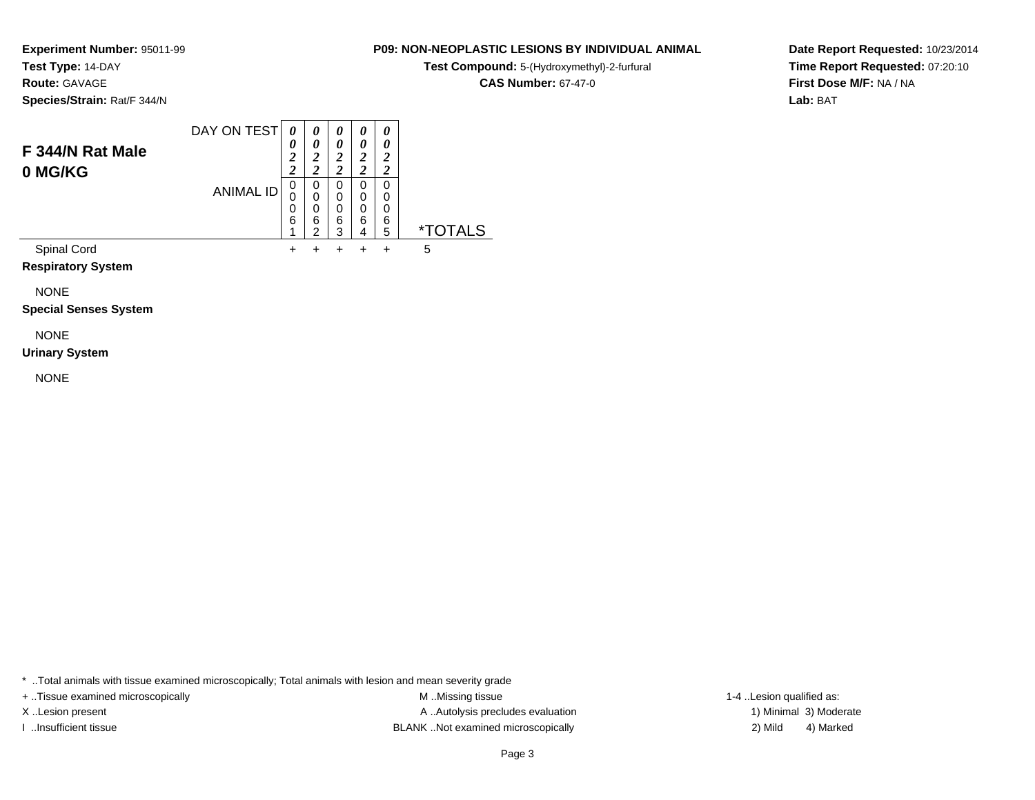**Experiment Number:** 95011-99
**Test Type:** 14-DAY
**Route:** GAVAGE
**Species/Strain:** Rat/F 344/N

**P09: NON-NEOPLASTIC LESIONS BY INDIVIDUAL ANIMAL**
**Test Compound:** 5-(Hydroxymethyl)-2-furfural
**CAS Number:** 67-47-0

**Date Report Requested:** 10/23/2014
**Time Report Requested:** 07:20:10
**First Dose M/F:** NA / NA
**Lab:** BAT

## F 344/N Rat Male
## 0 MG/KG

| DAY ON TEST | 0022 | 0022 | 0022 | 0022 | 0022 | |
|---|---|---|---|---|---|---|
| ANIMAL ID | 00061 | 00062 | 00063 | 00064 | 00065 | *TOTALS |
| Spinal Cord | + | + | + | + | + | 5 |
| **Respiratory System** | | | | | | |
| NONE | | | | | | |
| **Special Senses System** | | | | | | |
| NONE | | | | | | |
| **Urinary System** | | | | | | |
| NONE | | | | | | |

* ..Total animals with tissue examined microscopically; Total animals with lesion and mean severity grade
+ ..Tissue examined microscopically
X ..Lesion present
I ..Insufficient tissue
M ..Missing tissue
A ..Autolysis precludes evaluation
BLANK ..Not examined microscopically
1-4 ..Lesion qualified as:
1) Minimal 3) Moderate
2) Mild 4) Marked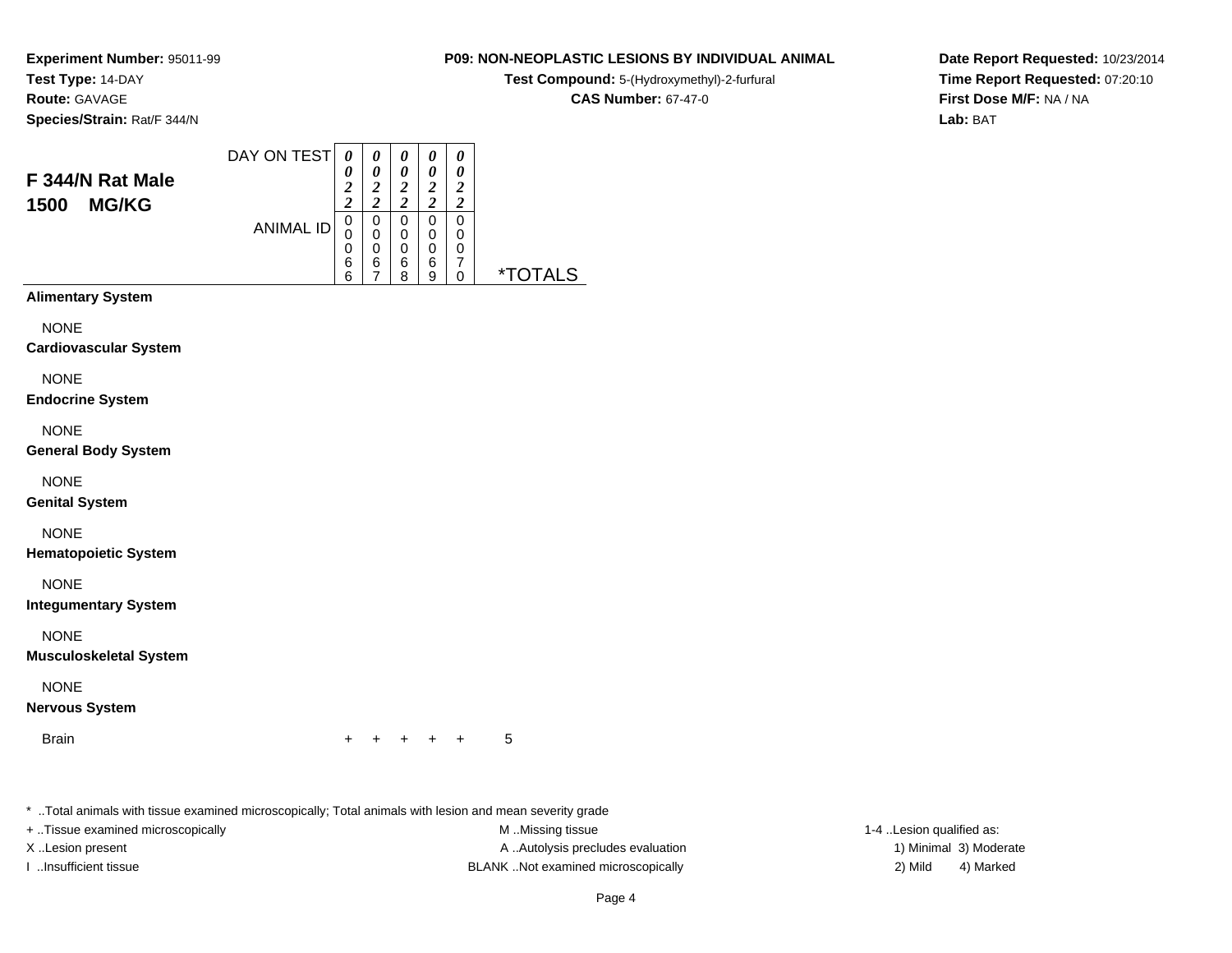**Experiment Number:** 95011-99
**Test Type:** 14-DAY
**Route:** GAVAGE
**Species/Strain:** Rat/F 344/N

**P09: NON-NEOPLASTIC LESIONS BY INDIVIDUAL ANIMAL**
**Test Compound:** 5-(Hydroxymethyl)-2-furfural
**CAS Number:** 67-47-0

**Date Report Requested:** 10/23/2014
**Time Report Requested:** 07:20:10
**First Dose M/F:** NA / NA
**Lab:** BAT

## F 344/N Rat Male
## 1500 MG/KG

| DAY ON TEST | 0022 | 0022 | 0022 | 0022 | 0022 | |
|---|---|---|---|---|---|---|
| ANIMAL ID | 00066 | 00067 | 00068 | 00069 | 00070 | *TOTALS |
| **Alimentary System** | | | | | | |
| NONE | | | | | | |
| **Cardiovascular System** | | | | | | |
| NONE | | | | | | |
| **Endocrine System** | | | | | | |
| NONE | | | | | | |
| **General Body System** | | | | | | |
| NONE | | | | | | |
| **Genital System** | | | | | | |
| NONE | | | | | | |
| **Hematopoietic System** | | | | | | |
| NONE | | | | | | |
| **Integumentary System** | | | | | | |
| NONE | | | | | | |
| **Musculoskeletal System** | | | | | | |
| NONE | | | | | | |
| **Nervous System** | | | | | | |
| Brain | + | + | + | + | + | 5 |

* ..Total animals with tissue examined microscopically; Total animals with lesion and mean severity grade

+ ..Tissue examined microscopically
X ..Lesion present
I ..Insufficient tissue

M ..Missing tissue
A ..Autolysis precludes evaluation
BLANK ..Not examined microscopically

1-4 ..Lesion qualified as:
1) Minimal 3) Moderate
2) Mild 4) Marked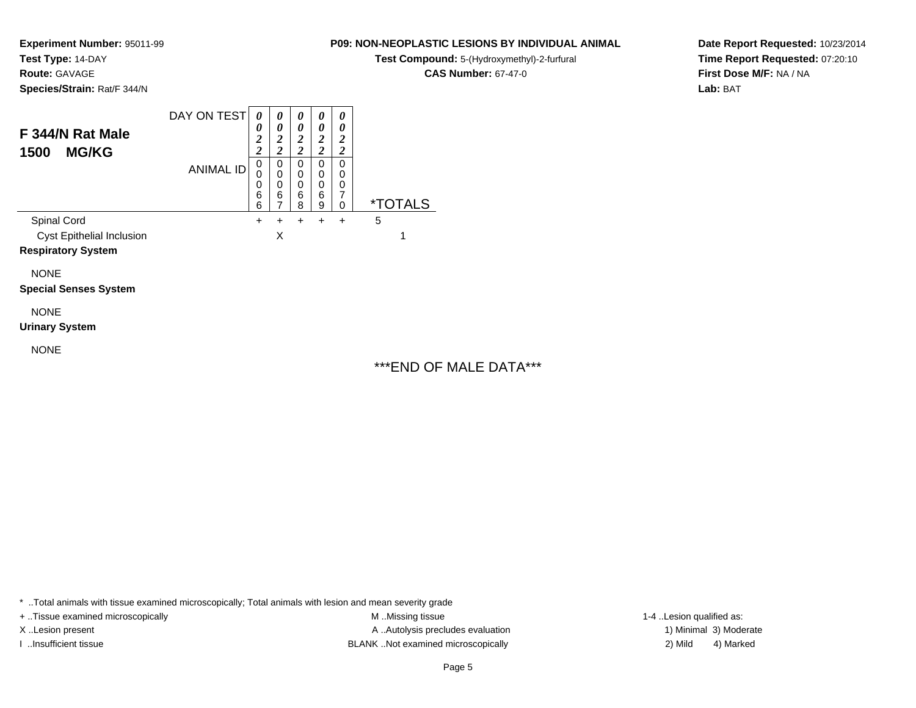**Experiment Number:** 95011-99
**Test Type:** 14-DAY
**Route:** GAVAGE
**Species/Strain:** Rat/F 344/N

**P09: NON-NEOPLASTIC LESIONS BY INDIVIDUAL ANIMAL**
**Test Compound:** 5-(Hydroxymethyl)-2-furfural
**CAS Number:** 67-47-0

**Date Report Requested:** 10/23/2014
**Time Report Requested:** 07:20:10
**First Dose M/F:** NA / NA
**Lab:** BAT

## F 344/N Rat Male 1500 MG/KG

| DAY ON TEST | 0022 | 0022 | 0022 | 0022 | 0022 | |
|---|---|---|---|---|---|---|
| ANIMAL ID | 00066 | 00067 | 00068 | 00069 | 00070 | *TOTALS |
| Spinal Cord | + | + | + | + | + | 5 |
| Cyst Epithelial Inclusion | | X | | | | 1 |
| **Respiratory System** | | | | | | |
| NONE | | | | | | |
| **Special Senses System** | | | | | | |
| NONE | | | | | | |
| **Urinary System** | | | | | | |
| NONE | | | | | | |

***END OF MALE DATA***

* ..Total animals with tissue examined microscopically; Total animals with lesion and mean severity grade
+ ..Tissue examined microscopically
X ..Lesion present
I ..Insufficient tissue
M ..Missing tissue
A ..Autolysis precludes evaluation
BLANK ..Not examined microscopically
1-4 ..Lesion qualified as:
1) Minimal 3) Moderate
2) Mild 4) Marked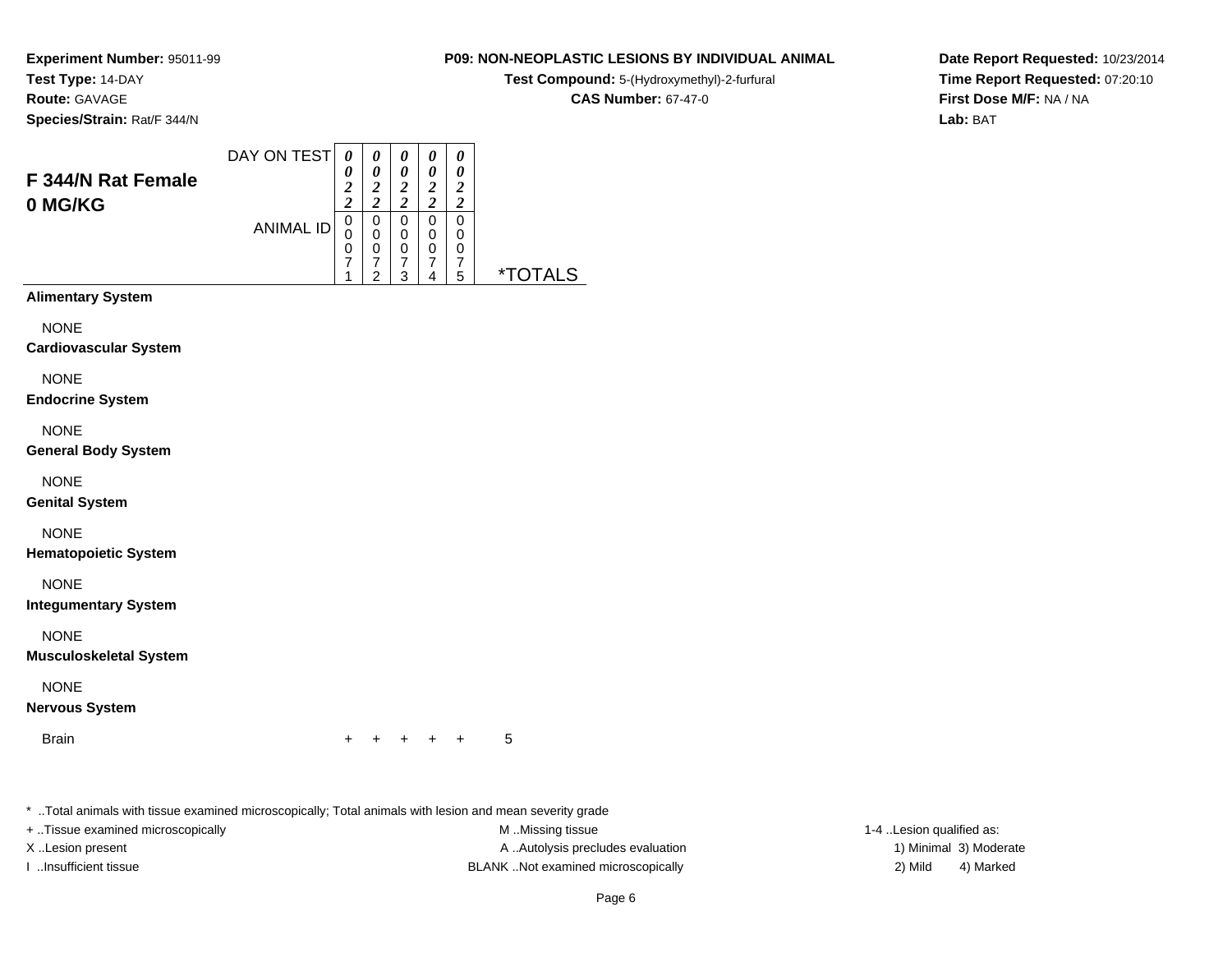**Experiment Number:** 95011-99
**Test Type:** 14-DAY
**Route:** GAVAGE
**Species/Strain:** Rat/F 344/N

**P09: NON-NEOPLASTIC LESIONS BY INDIVIDUAL ANIMAL**
**Test Compound:** 5-(Hydroxymethyl)-2-furfural
**CAS Number:** 67-47-0

**Date Report Requested:** 10/23/2014
**Time Report Requested:** 07:20:10
**First Dose M/F:** NA / NA
**Lab:** BAT

## F 344/N Rat Female 0 MG/KG

| DAY ON TEST | 0022 | 0022 | 0022 | 0022 | 0022 | |
|---|---|---|---|---|---|---|
| **ANIMAL ID** | 00071 | 00072 | 00073 | 00074 | 00075 | ***TOTALS** |
| **Alimentary System** | | | | | | |
| NONE | | | | | | |
| **Cardiovascular System** | | | | | | |
| NONE | | | | | | |
| **Endocrine System** | | | | | | |
| NONE | | | | | | |
| **General Body System** | | | | | | |
| NONE | | | | | | |
| **Genital System** | | | | | | |
| NONE | | | | | | |
| **Hematopoietic System** | | | | | | |
| NONE | | | | | | |
| **Integumentary System** | | | | | | |
| NONE | | | | | | |
| **Musculoskeletal System** | | | | | | |
| NONE | | | | | | |
| **Nervous System** | | | | | | |
| Brain | + | + | + | + | + | 5 |

* ..Total animals with tissue examined microscopically; Total animals with lesion and mean severity grade

+ ..Tissue examined microscopically
X ..Lesion present
I ..Insufficient tissue

M ..Missing tissue
A ..Autolysis precludes evaluation
BLANK ..Not examined microscopically

1-4 ..Lesion qualified as:
1) Minimal 3) Moderate
2) Mild 4) Marked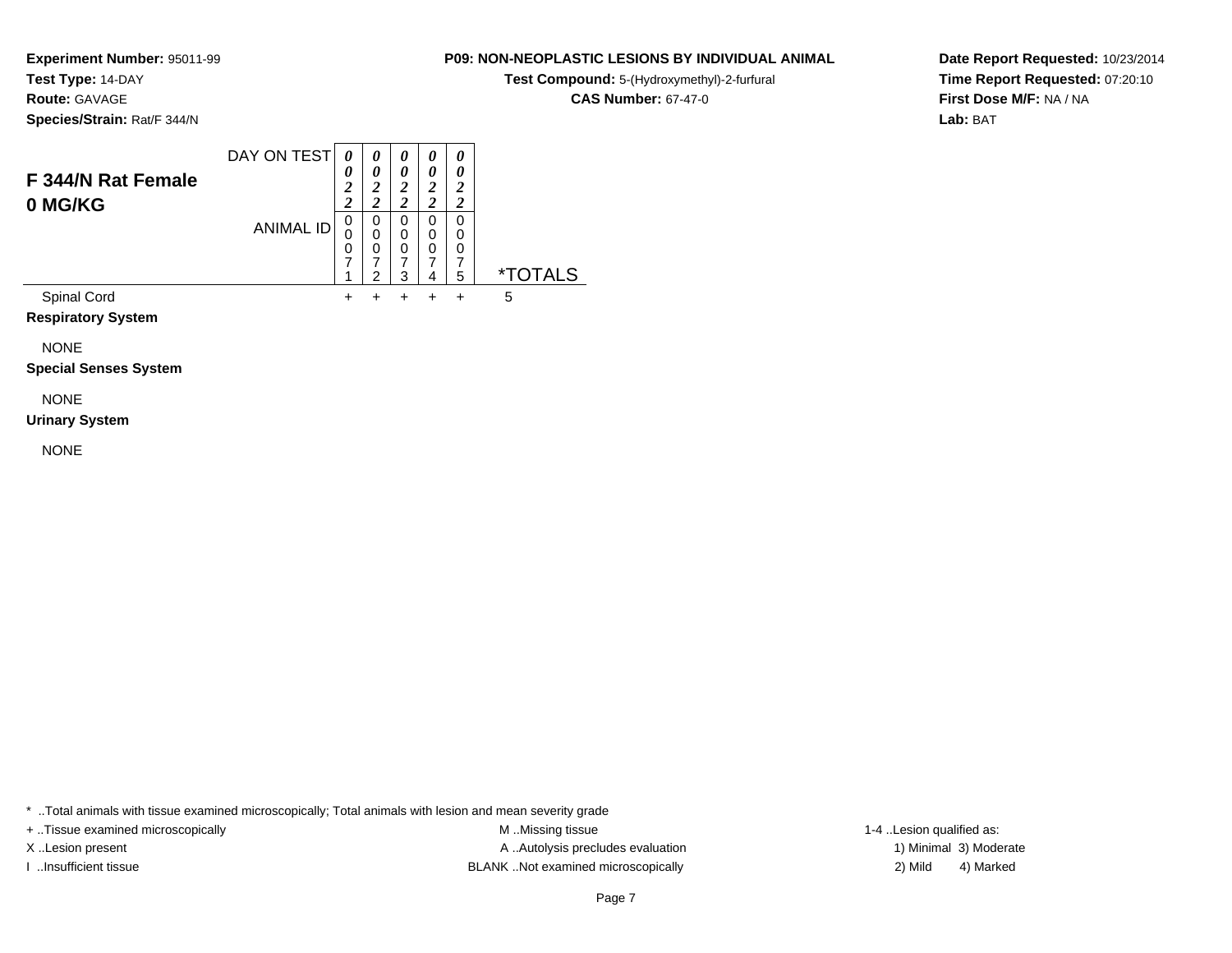**Experiment Number:** 95011-99
**Test Type:** 14-DAY
**Route:** GAVAGE
**Species/Strain:** Rat/F 344/N

**P09: NON-NEOPLASTIC LESIONS BY INDIVIDUAL ANIMAL**
**Test Compound:** 5-(Hydroxymethyl)-2-furfural
**CAS Number:** 67-47-0

**Date Report Requested:** 10/23/2014
**Time Report Requested:** 07:20:10
**First Dose M/F:** NA / NA
**Lab:** BAT

## F 344/N Rat Female
## 0 MG/KG

| DAY ON TEST | 0022 | 0022 | 0022 | 0022 | 0022 | |
|---|---|---|---|---|---|---|
| ANIMAL ID | 00071 | 00072 | 00073 | 00074 | 00075 | *TOTALS |
| Spinal Cord | + | + | + | + | + | 5 |
| **Respiratory System** | | | | | | |
| NONE | | | | | | |
| **Special Senses System** | | | | | | |
| NONE | | | | | | |
| **Urinary System** | | | | | | |
| NONE | | | | | | |

* ..Total animals with tissue examined microscopically; Total animals with lesion and mean severity grade
+ ..Tissue examined microscopically
X ..Lesion present
I ..Insufficient tissue
M ..Missing tissue
A ..Autolysis precludes evaluation
BLANK ..Not examined microscopically
1-4 ..Lesion qualified as:
1) Minimal 3) Moderate
2) Mild 4) Marked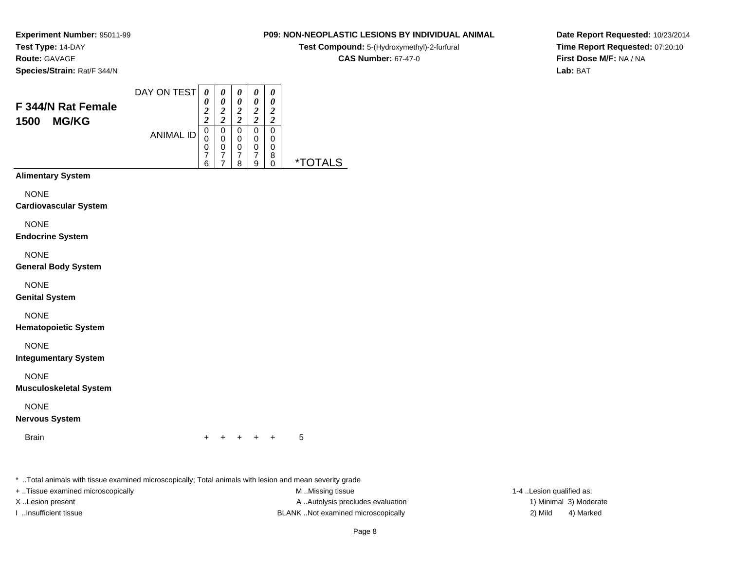**Experiment Number:** 95011-99
**Test Type:** 14-DAY
**Route:** GAVAGE
**Species/Strain:** Rat/F 344/N

**P09: NON-NEOPLASTIC LESIONS BY INDIVIDUAL ANIMAL**
**Test Compound:** 5-(Hydroxymethyl)-2-furfural
**CAS Number:** 67-47-0

**Date Report Requested:** 10/23/2014
**Time Report Requested:** 07:20:10
**First Dose M/F:** NA / NA
**Lab:** BAT

## F 344/N Rat Female
## 1500 MG/KG

| | | | | | | |
|---|---|---|---|---|---|---|
| DAY ON TEST | 0022 | 0022 | 0022 | 0022 | 0022 | |
| ANIMAL ID | 00076 | 00077 | 00078 | 00079 | 00080 | *TOTALS |
| **Alimentary System** | | | | | | |
| NONE | | | | | | |
| **Cardiovascular System** | | | | | | |
| NONE | | | | | | |
| **Endocrine System** | | | | | | |
| NONE | | | | | | |
| **General Body System** | | | | | | |
| NONE | | | | | | |
| **Genital System** | | | | | | |
| NONE | | | | | | |
| **Hematopoietic System** | | | | | | |
| NONE | | | | | | |
| **Integumentary System** | | | | | | |
| NONE | | | | | | |
| **Musculoskeletal System** | | | | | | |
| NONE | | | | | | |
| **Nervous System** | | | | | | |
| Brain | + | + | + | + | + | 5 |

* ..Total animals with tissue examined microscopically; Total animals with lesion and mean severity grade
+ ..Tissue examined microscopically
X ..Lesion present
I ..Insufficient tissue
M ..Missing tissue
A ..Autolysis precludes evaluation
BLANK ..Not examined microscopically
1-4 ..Lesion qualified as:
1) Minimal 3) Moderate
2) Mild 4) Marked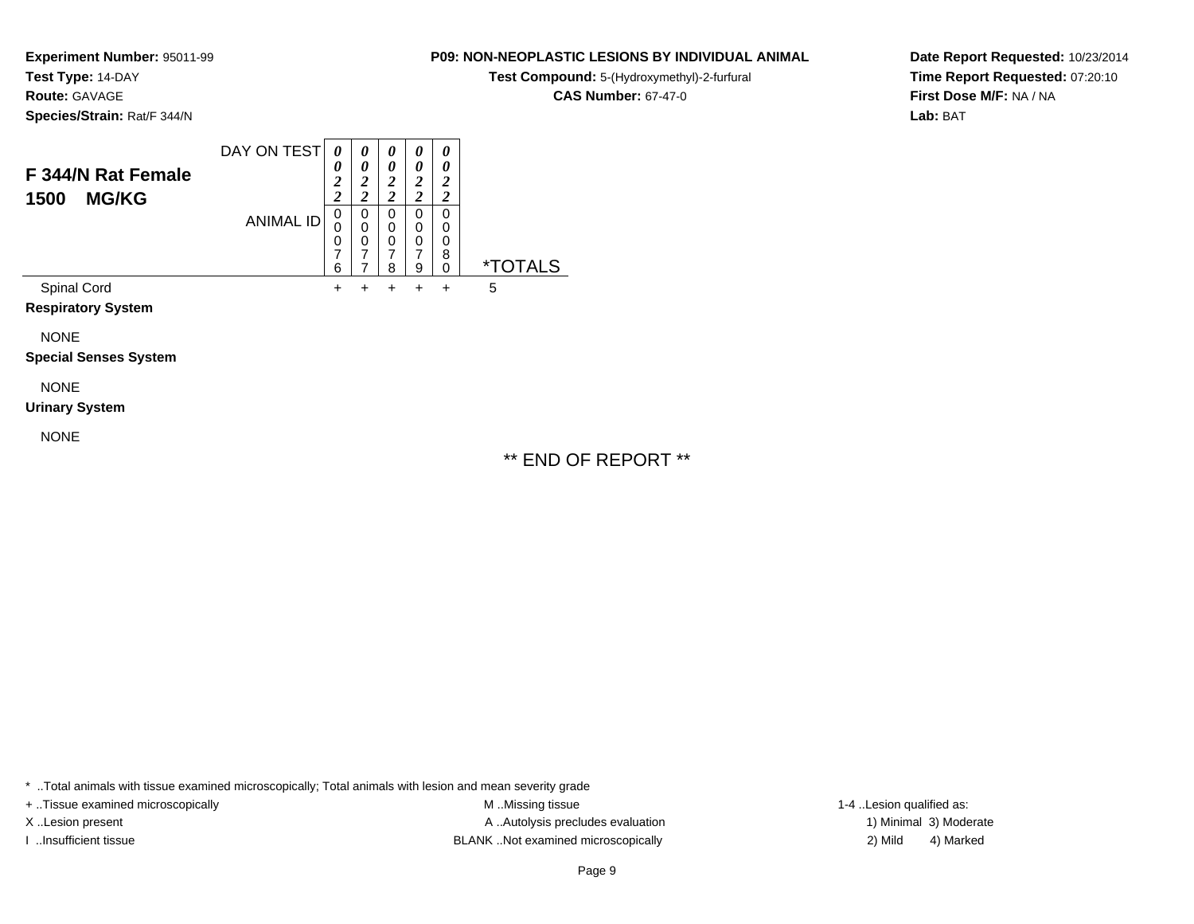**Experiment Number:** 95011-99
**Test Type:** 14-DAY
**Route:** GAVAGE
**Species/Strain:** Rat/F 344/N

**P09: NON-NEOPLASTIC LESIONS BY INDIVIDUAL ANIMAL**
**Test Compound:** 5-(Hydroxymethyl)-2-furfural
**CAS Number:** 67-47-0

**Date Report Requested:** 10/23/2014
**Time Report Requested:** 07:20:10
**First Dose M/F:** NA / NA
**Lab:** BAT

## F 344/N Rat Female
## 1500 MG/KG

| DAY ON TEST | 0022 | 0022 | 0022 | 0022 | 0022 | |
|---|---|---|---|---|---|---|
| ANIMAL ID | 00076 | 00077 | 00078 | 00079 | 00080 | *TOTALS |
| Spinal Cord | + | + | + | + | + | 5 |
| **Respiratory System** | | | | | | |
| NONE | | | | | | |
| **Special Senses System** | | | | | | |
| NONE | | | | | | |
| **Urinary System** | | | | | | |
| NONE | | | | | | |

** END OF REPORT **

* ..Total animals with tissue examined microscopically; Total animals with lesion and mean severity grade
+ ..Tissue examined microscopically
X ..Lesion present
I ..Insufficient tissue
M ..Missing tissue
A ..Autolysis precludes evaluation
BLANK ..Not examined microscopically
1-4 ..Lesion qualified as:
1) Minimal 3) Moderate
2) Mild 4) Marked